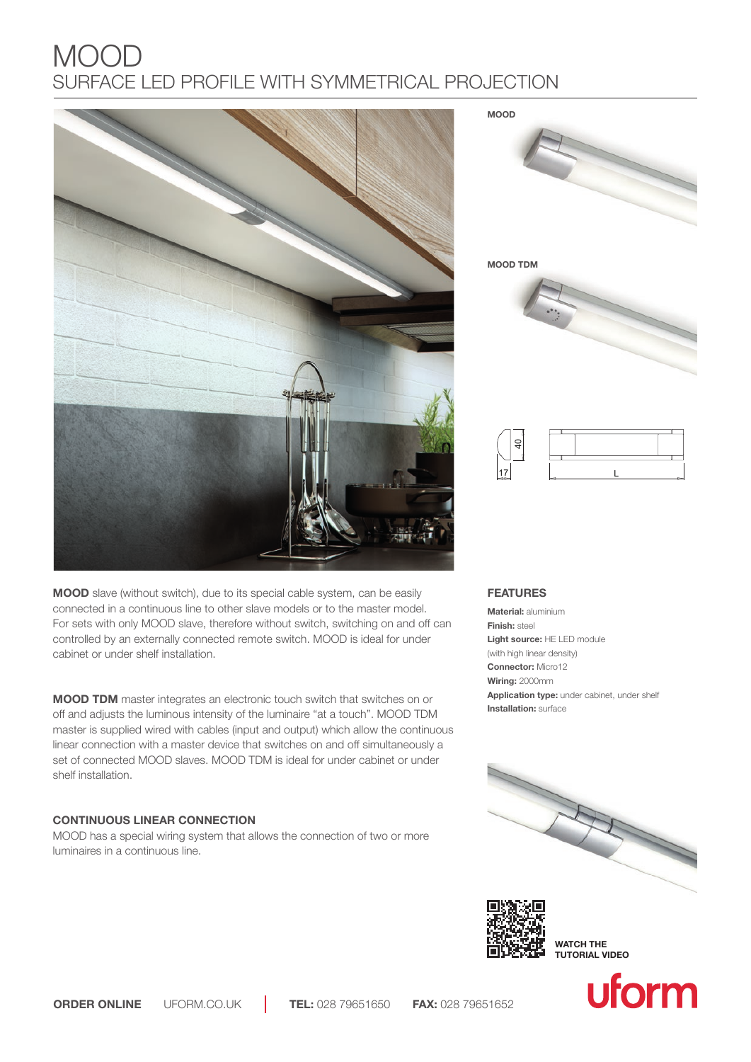# MOOD

## SURFACE LED PROFILE WITH SYMMETRICAL PROJECTION

**MOOD**

**MOOD TDM**

**MOOD** slave (without switch), due to its special cable system, can be easily connected in a continuous line to other slave models or to the master model. For sets with only MOOD slave, therefore without switch, switching on and off can controlled by an externally connected remote switch. MOOD is ideal for under cabinet or under shelf installation.

**MOOD TDM** master integrates an electronic touch switch that switches on or off and adjusts the luminous intensity of the luminaire "at a touch". MOOD TDM master is supplied wired with cables (input and output) which allow the continuous linear connection with a master device that switches on and off simultaneously a set of connected MOOD slaves. MOOD TDM is ideal for under cabinet or under shelf installation.

### CONTINUOUS LINEAR CONNECTION

MOOD has a special wiring system that allows the connection of two or more luminaires in a continuous line.

### FEATURES

**Material:** aluminium
**Finish:** steel
**Light source:** HE LED module (with high linear density)
**Connector:** Micro12
**Wiring:** 2000mm
**Application type:** under cabinet, under shelf
**Installation:** surface

**WATCH THE TUTORIAL VIDEO**

**ORDER ONLINE** UFORM.CO.UK | **TEL:** 028 79651650 **FAX:** 028 79651652

uform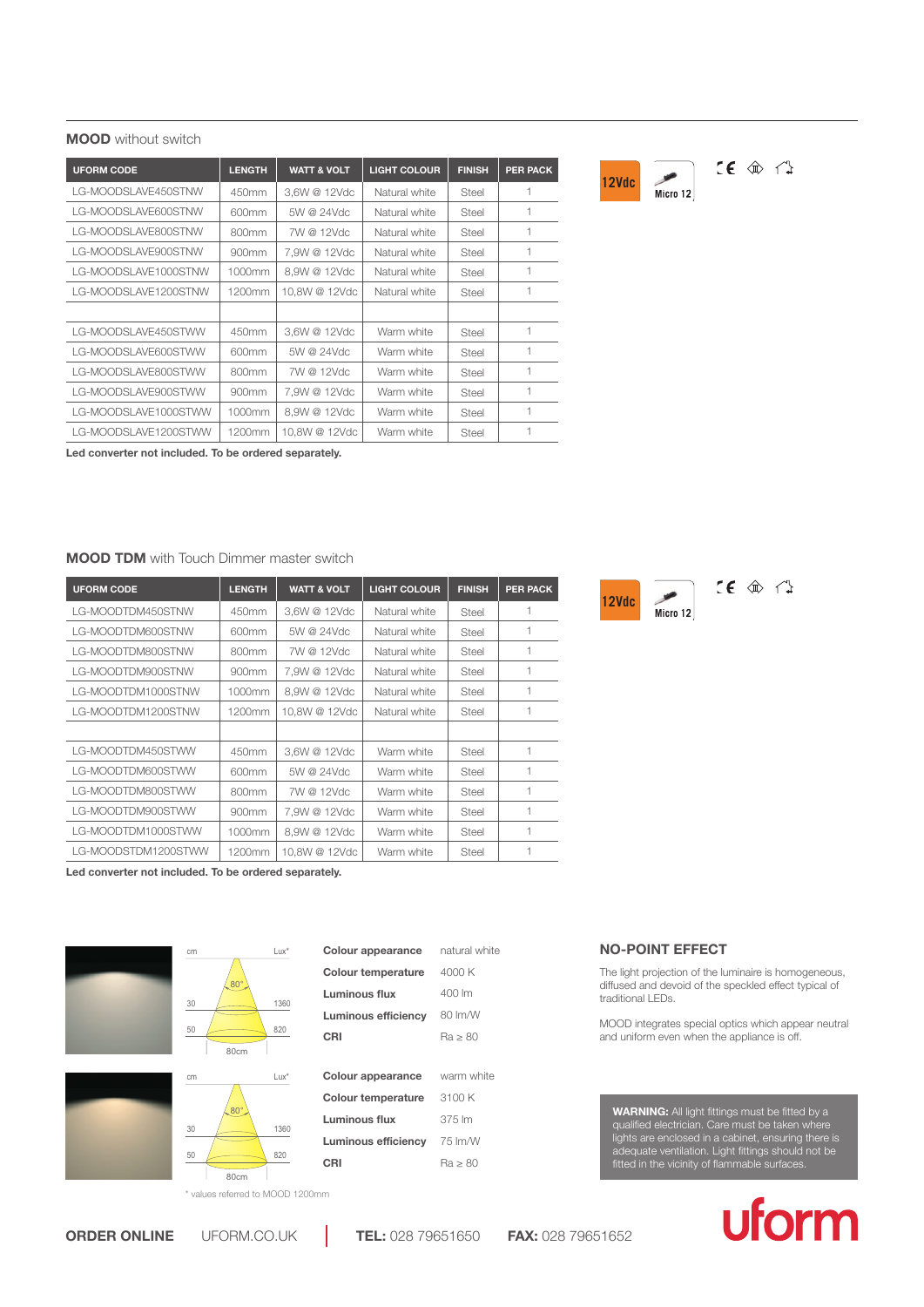**MOOD** without switch

| UFORM CODE | LENGTH | WATT & VOLT | LIGHT COLOUR | FINISH | PER PACK |
|---|---|---|---|---|---|
| LG-MOODSLAVE450STNW | 450mm | 3,6W @ 12Vdc | Natural white | Steel | 1 |
| LG-MOODSLAVE600STNW | 600mm | 5W @ 24Vdc | Natural white | Steel | 1 |
| LG-MOODSLAVE800STNW | 800mm | 7W @ 12Vdc | Natural white | Steel | 1 |
| LG-MOODSLAVE900STNW | 900mm | 7,9W @ 12Vdc | Natural white | Steel | 1 |
| LG-MOODSLAVE1000STNW | 1000mm | 8,9W @ 12Vdc | Natural white | Steel | 1 |
| LG-MOODSLAVE1200STNW | 1200mm | 10,8W @ 12Vdc | Natural white | Steel | 1 |
| | | | | | |
| LG-MOODSLAVE450STWW | 450mm | 3,6W @ 12Vdc | Warm white | Steel | 1 |
| LG-MOODSLAVE600STWW | 600mm | 5W @ 24Vdc | Warm white | Steel | 1 |
| LG-MOODSLAVE800STWW | 800mm | 7W @ 12Vdc | Warm white | Steel | 1 |
| LG-MOODSLAVE900STWW | 900mm | 7,9W @ 12Vdc | Warm white | Steel | 1 |
| LG-MOODSLAVE1000STWW | 1000mm | 8,9W @ 12Vdc | Warm white | Steel | 1 |
| LG-MOODSLAVE1200STWW | 1200mm | 10,8W @ 12Vdc | Warm white | Steel | 1 |

**Led converter not included. To be ordered separately.**

12Vdc

Micro 12

**MOOD TDM** with Touch Dimmer master switch

| UFORM CODE | LENGTH | WATT & VOLT | LIGHT COLOUR | FINISH | PER PACK |
|---|---|---|---|---|---|
| LG-MOODTDM450STNW | 450mm | 3,6W @ 12Vdc | Natural white | Steel | 1 |
| LG-MOODTDM600STNW | 600mm | 5W @ 24Vdc | Natural white | Steel | 1 |
| LG-MOODTDM800STNW | 800mm | 7W @ 12Vdc | Natural white | Steel | 1 |
| LG-MOODTDM900STNW | 900mm | 7,9W @ 12Vdc | Natural white | Steel | 1 |
| LG-MOODTDM1000STNW | 1000mm | 8,9W @ 12Vdc | Natural white | Steel | 1 |
| LG-MOODTDM1200STNW | 1200mm | 10,8W @ 12Vdc | Natural white | Steel | 1 |
| | | | | | |
| LG-MOODTDM450STWW | 450mm | 3,6W @ 12Vdc | Warm white | Steel | 1 |
| LG-MOODTDM600STWW | 600mm | 5W @ 24Vdc | Warm white | Steel | 1 |
| LG-MOODTDM800STWW | 800mm | 7W @ 12Vdc | Warm white | Steel | 1 |
| LG-MOODTDM900STWW | 900mm | 7,9W @ 12Vdc | Warm white | Steel | 1 |
| LG-MOODTDM1000STWW | 1000mm | 8,9W @ 12Vdc | Warm white | Steel | 1 |
| LG-MOODSTDM1200STWW | 1200mm | 10,8W @ 12Vdc | Warm white | Steel | 1 |

**Led converter not included. To be ordered separately.**

12Vdc

Micro 12

cm Lux*
80°
30 1360
50 820
80cm

| | |
|---|---|
| **Colour appearance** | natural white |
| **Colour temperature** | 4000 K |
| **Luminous flux** | 400 lm |
| **Luminous efficiency** | 80 lm/W |
| **CRI** | Ra ≥ 80 |

cm Lux*
80°
30 1360
50 820
80cm

| | |
|---|---|
| **Colour appearance** | warm white |
| **Colour temperature** | 3100 K |
| **Luminous flux** | 375 lm |
| **Luminous efficiency** | 75 lm/W |
| **CRI** | Ra ≥ 80 |

\* values referred to MOOD 1200mm

## NO-POINT EFFECT

The light projection of the luminaire is homogeneous, diffused and devoid of the speckled effect typical of traditional LEDs.

MOOD integrates special optics which appear neutral and uniform even when the appliance is off.

**WARNING:** All light fittings must be fitted by a qualified electrician. Care must be taken where lights are enclosed in a cabinet, ensuring there is adequate ventilation. Light fittings should not be fitted in the vicinity of flammable surfaces.

**ORDER ONLINE** UFORM.CO.UK | **TEL:** 028 79651650 **FAX:** 028 79651652

uform